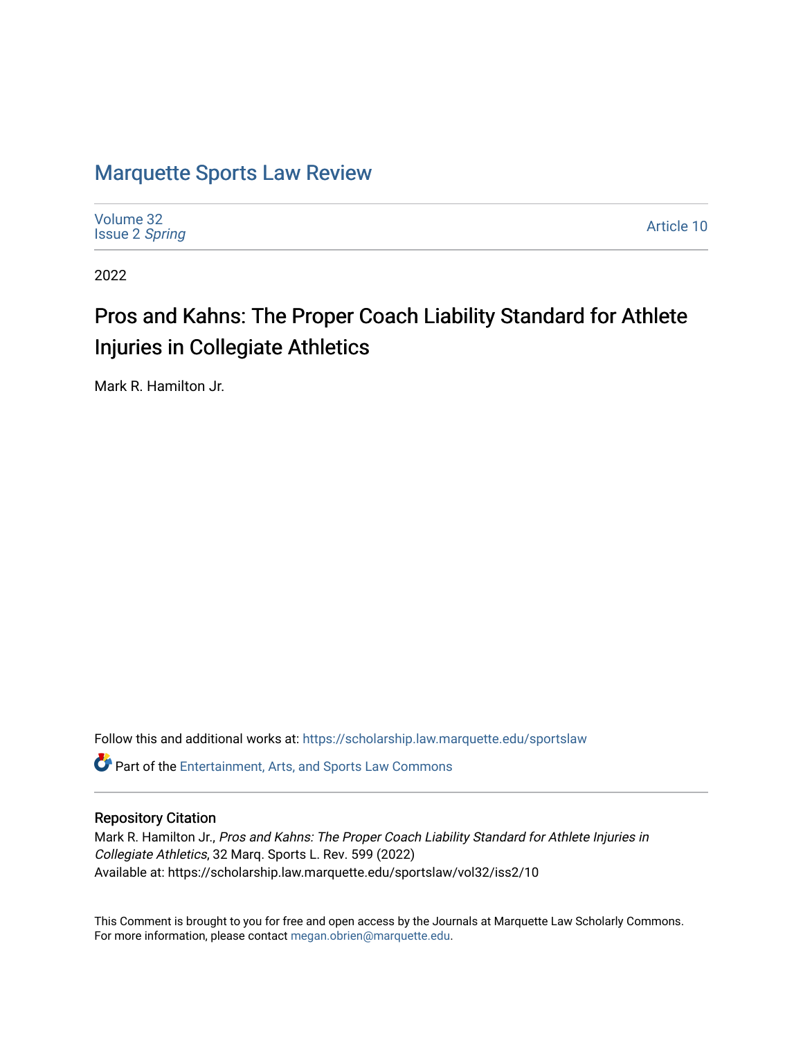# Marquette Sports Law Review

Volume 32
Issue 2 *Spring*

Article 10

2022

## Pros and Kahns: The Proper Coach Liability Standard for Athlete Injuries in Collegiate Athletics

Mark R. Hamilton Jr.

Follow this and additional works at: https://scholarship.law.marquette.edu/sportslaw

Part of the Entertainment, Arts, and Sports Law Commons

### Repository Citation

Mark R. Hamilton Jr., *Pros and Kahns: The Proper Coach Liability Standard for Athlete Injuries in Collegiate Athletics*, 32 Marq. Sports L. Rev. 599 (2022)
Available at: https://scholarship.law.marquette.edu/sportslaw/vol32/iss2/10

This Comment is brought to you for free and open access by the Journals at Marquette Law Scholarly Commons. For more information, please contact megan.obrien@marquette.edu.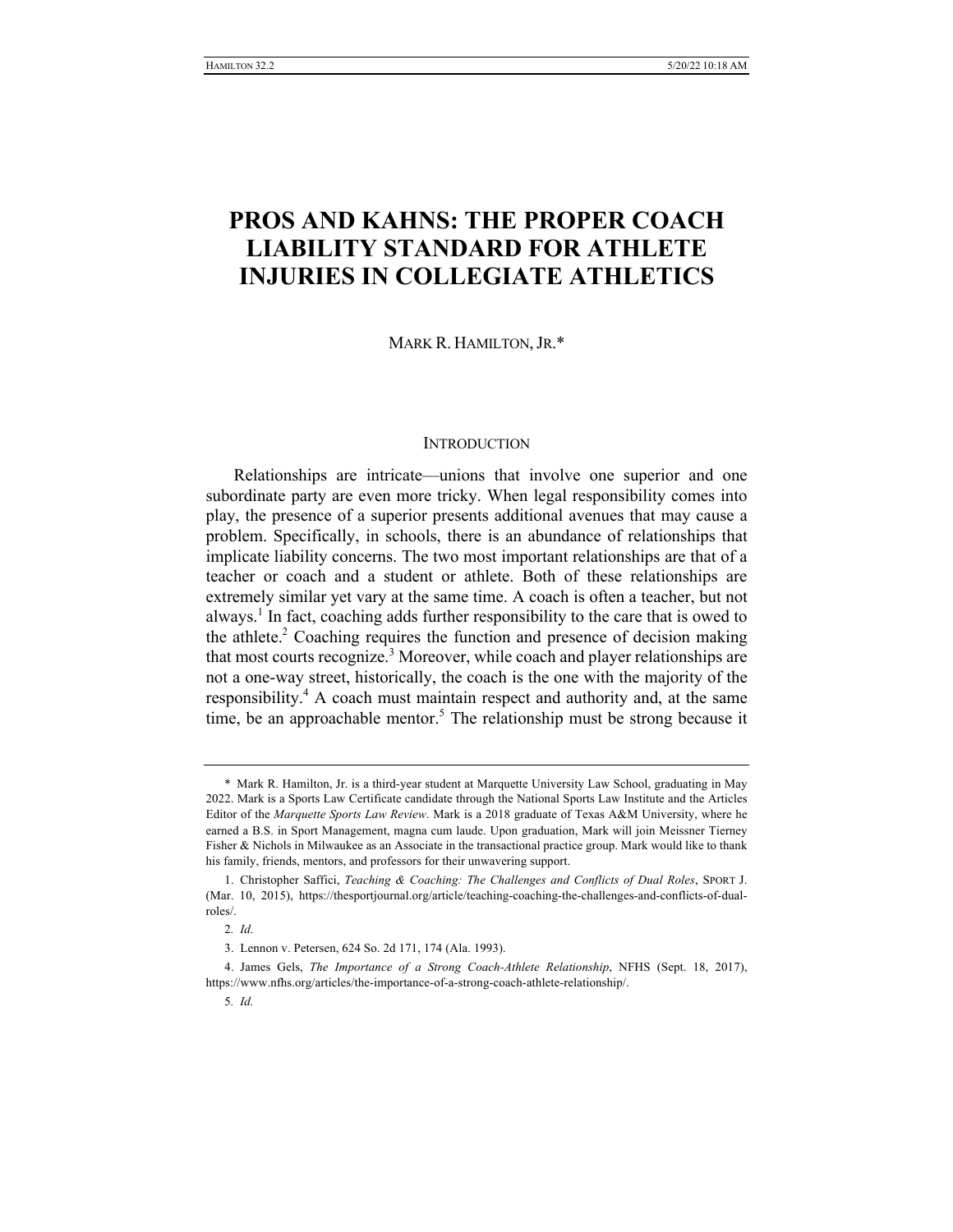# PROS AND KAHNS: THE PROPER COACH LIABILITY STANDARD FOR ATHLETE INJURIES IN COLLEGIATE ATHLETICS

MARK R. HAMILTON, JR.*

## INTRODUCTION

Relationships are intricate—unions that involve one superior and one subordinate party are even more tricky. When legal responsibility comes into play, the presence of a superior presents additional avenues that may cause a problem. Specifically, in schools, there is an abundance of relationships that implicate liability concerns. The two most important relationships are that of a teacher or coach and a student or athlete. Both of these relationships are extremely similar yet vary at the same time. A coach is often a teacher, but not always.[1] In fact, coaching adds further responsibility to the care that is owed to the athlete.[2] Coaching requires the function and presence of decision making that most courts recognize.[3] Moreover, while coach and player relationships are not a one-way street, historically, the coach is the one with the majority of the responsibility.[4] A coach must maintain respect and authority and, at the same time, be an approachable mentor.[5] The relationship must be strong because it

---

\* Mark R. Hamilton, Jr. is a third-year student at Marquette University Law School, graduating in May 2022. Mark is a Sports Law Certificate candidate through the National Sports Law Institute and the Articles Editor of the *Marquette Sports Law Review*. Mark is a 2018 graduate of Texas A&M University, where he earned a B.S. in Sport Management, magna cum laude. Upon graduation, Mark will join Meissner Tierney Fisher & Nichols in Milwaukee as an Associate in the transactional practice group. Mark would like to thank his family, friends, mentors, and professors for their unwavering support.

1. Christopher Saffici, *Teaching & Coaching: The Challenges and Conflicts of Dual Roles*, SPORT J. (Mar. 10, 2015), https://thesportjournal.org/article/teaching-coaching-the-challenges-and-conflicts-of-dual-roles/.

2. *Id.*

3. Lennon v. Petersen, 624 So. 2d 171, 174 (Ala. 1993).

4. James Gels, *The Importance of a Strong Coach-Athlete Relationship*, NFHS (Sept. 18, 2017), https://www.nfhs.org/articles/the-importance-of-a-strong-coach-athlete-relationship/.

5. *Id.*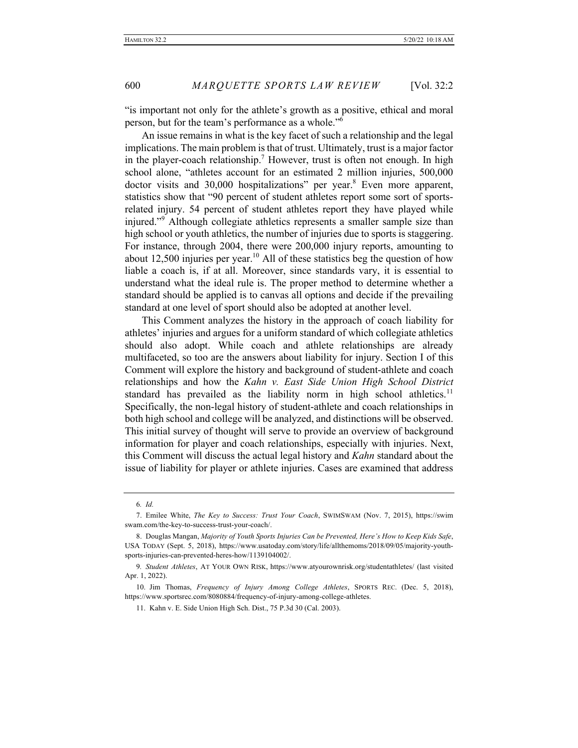"is important not only for the athlete's growth as a positive, ethical and moral person, but for the team's performance as a whole."[6]

An issue remains in what is the key facet of such a relationship and the legal implications. The main problem is that of trust. Ultimately, trust is a major factor in the player-coach relationship.[7] However, trust is often not enough. In high school alone, "athletes account for an estimated 2 million injuries, 500,000 doctor visits and 30,000 hospitalizations" per year.[8] Even more apparent, statistics show that "90 percent of student athletes report some sort of sports-related injury. 54 percent of student athletes report they have played while injured."[9] Although collegiate athletics represents a smaller sample size than high school or youth athletics, the number of injuries due to sports is staggering. For instance, through 2004, there were 200,000 injury reports, amounting to about 12,500 injuries per year.[10] All of these statistics beg the question of how liable a coach is, if at all. Moreover, since standards vary, it is essential to understand what the ideal rule is. The proper method to determine whether a standard should be applied is to canvas all options and decide if the prevailing standard at one level of sport should also be adopted at another level.

This Comment analyzes the history in the approach of coach liability for athletes' injuries and argues for a uniform standard of which collegiate athletics should also adopt. While coach and athlete relationships are already multifaceted, so too are the answers about liability for injury. Section I of this Comment will explore the history and background of student-athlete and coach relationships and how the *Kahn v. East Side Union High School District* standard has prevailed as the liability norm in high school athletics.[11] Specifically, the non-legal history of student-athlete and coach relationships in both high school and college will be analyzed, and distinctions will be observed. This initial survey of thought will serve to provide an overview of background information for player and coach relationships, especially with injuries. Next, this Comment will discuss the actual legal history and *Kahn* standard about the issue of liability for player or athlete injuries. Cases are examined that address

---

6. *Id.*

7. Emilee White, *The Key to Success: Trust Your Coach*, SWIMSWAM (Nov. 7, 2015), https://swimswam.com/the-key-to-success-trust-your-coach/.

8. Douglas Mangan, *Majority of Youth Sports Injuries Can be Prevented, Here's How to Keep Kids Safe*, USA TODAY (Sept. 5, 2018), https://www.usatoday.com/story/life/allthemoms/2018/09/05/majority-youth-sports-injuries-can-prevented-heres-how/1139104002/.

9. *Student Athletes*, AT YOUR OWN RISK, https://www.atyourownrisk.org/studentathletes/ (last visited Apr. 1, 2022).

10. Jim Thomas, *Frequency of Injury Among College Athletes*, SPORTS REC. (Dec. 5, 2018), https://www.sportsrec.com/8080884/frequency-of-injury-among-college-athletes.

11. Kahn v. E. Side Union High Sch. Dist., 75 P.3d 30 (Cal. 2003).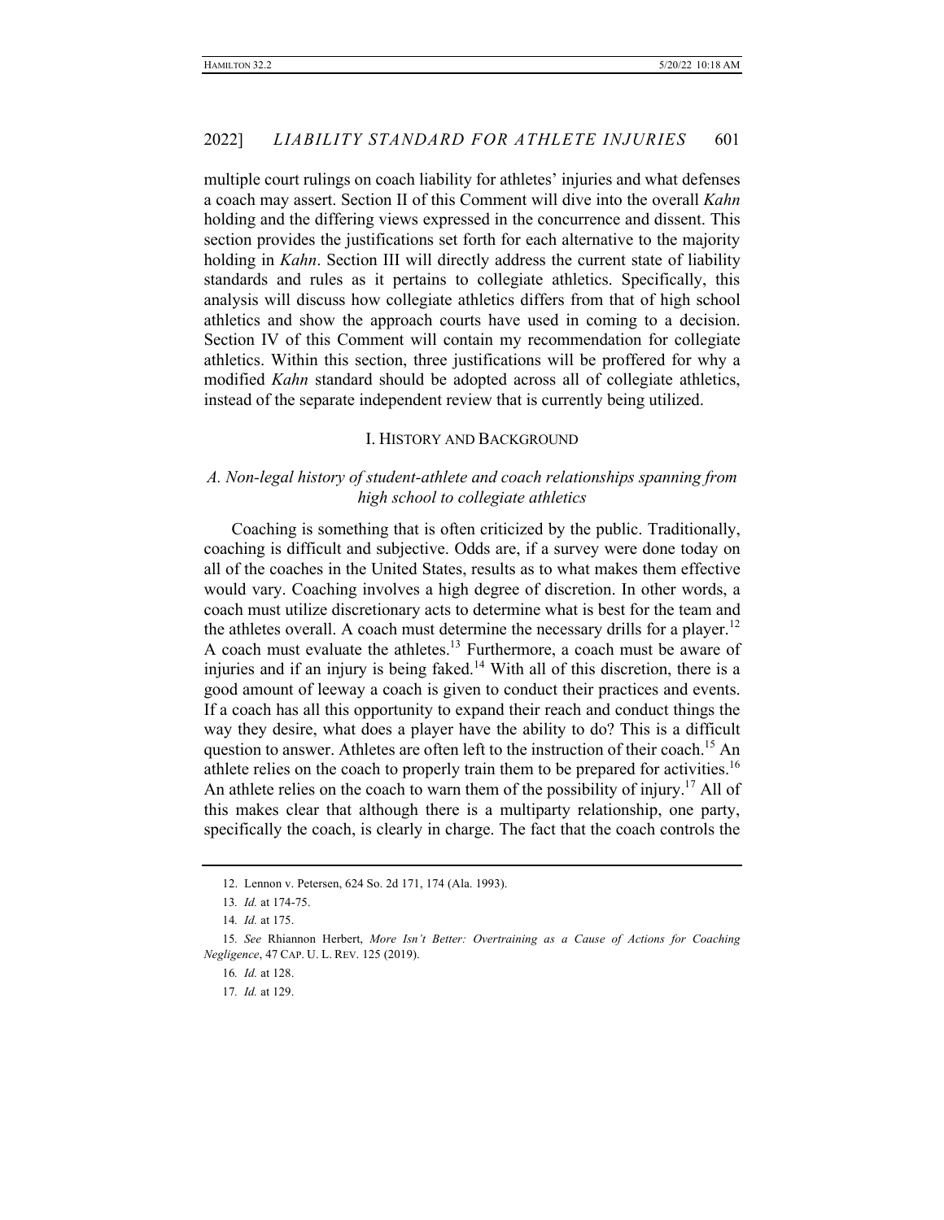multiple court rulings on coach liability for athletes' injuries and what defenses a coach may assert. Section II of this Comment will dive into the overall *Kahn* holding and the differing views expressed in the concurrence and dissent. This section provides the justifications set forth for each alternative to the majority holding in *Kahn*. Section III will directly address the current state of liability standards and rules as it pertains to collegiate athletics. Specifically, this analysis will discuss how collegiate athletics differs from that of high school athletics and show the approach courts have used in coming to a decision. Section IV of this Comment will contain my recommendation for collegiate athletics. Within this section, three justifications will be proffered for why a modified *Kahn* standard should be adopted across all of collegiate athletics, instead of the separate independent review that is currently being utilized.

## I. HISTORY AND BACKGROUND

### *A. Non-legal history of student-athlete and coach relationships spanning from high school to collegiate athletics*

Coaching is something that is often criticized by the public. Traditionally, coaching is difficult and subjective. Odds are, if a survey were done today on all of the coaches in the United States, results as to what makes them effective would vary. Coaching involves a high degree of discretion. In other words, a coach must utilize discretionary acts to determine what is best for the team and the athletes overall. A coach must determine the necessary drills for a player.[12] A coach must evaluate the athletes.[13] Furthermore, a coach must be aware of injuries and if an injury is being faked.[14] With all of this discretion, there is a good amount of leeway a coach is given to conduct their practices and events. If a coach has all this opportunity to expand their reach and conduct things the way they desire, what does a player have the ability to do? This is a difficult question to answer. Athletes are often left to the instruction of their coach.[15] An athlete relies on the coach to properly train them to be prepared for activities.[16] An athlete relies on the coach to warn them of the possibility of injury.[17] All of this makes clear that although there is a multiparty relationship, one party, specifically the coach, is clearly in charge. The fact that the coach controls the

---

12. Lennon v. Petersen, 624 So. 2d 171, 174 (Ala. 1993).

13. *Id.* at 174-75.

14. *Id.* at 175.

15. *See* Rhiannon Herbert, *More Isn't Better: Overtraining as a Cause of Actions for Coaching Negligence*, 47 CAP. U. L. REV. 125 (2019).

16. *Id.* at 128.

17. *Id.* at 129.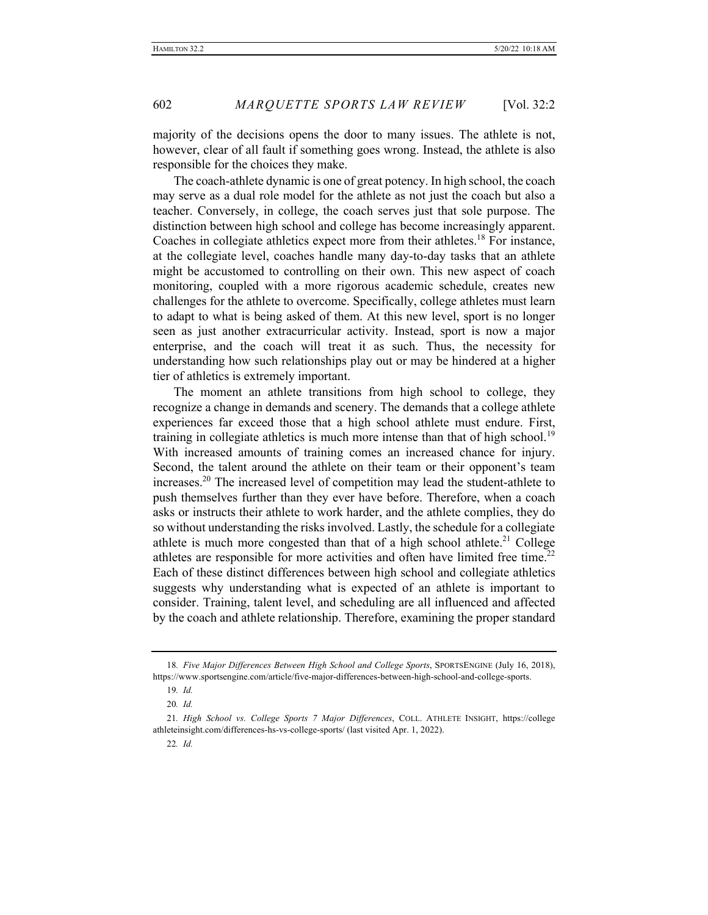majority of the decisions opens the door to many issues. The athlete is not, however, clear of all fault if something goes wrong. Instead, the athlete is also responsible for the choices they make.

The coach-athlete dynamic is one of great potency. In high school, the coach may serve as a dual role model for the athlete as not just the coach but also a teacher. Conversely, in college, the coach serves just that sole purpose. The distinction between high school and college has become increasingly apparent. Coaches in collegiate athletics expect more from their athletes.[18] For instance, at the collegiate level, coaches handle many day-to-day tasks that an athlete might be accustomed to controlling on their own. This new aspect of coach monitoring, coupled with a more rigorous academic schedule, creates new challenges for the athlete to overcome. Specifically, college athletes must learn to adapt to what is being asked of them. At this new level, sport is no longer seen as just another extracurricular activity. Instead, sport is now a major enterprise, and the coach will treat it as such. Thus, the necessity for understanding how such relationships play out or may be hindered at a higher tier of athletics is extremely important.

The moment an athlete transitions from high school to college, they recognize a change in demands and scenery. The demands that a college athlete experiences far exceed those that a high school athlete must endure. First, training in collegiate athletics is much more intense than that of high school.[19] With increased amounts of training comes an increased chance for injury. Second, the talent around the athlete on their team or their opponent's team increases.[20] The increased level of competition may lead the student-athlete to push themselves further than they ever have before. Therefore, when a coach asks or instructs their athlete to work harder, and the athlete complies, they do so without understanding the risks involved. Lastly, the schedule for a collegiate athlete is much more congested than that of a high school athlete.[21] College athletes are responsible for more activities and often have limited free time.[22] Each of these distinct differences between high school and collegiate athletics suggests why understanding what is expected of an athlete is important to consider. Training, talent level, and scheduling are all influenced and affected by the coach and athlete relationship. Therefore, examining the proper standard

---

18. *Five Major Differences Between High School and College Sports*, SPORTSENGINE (July 16, 2018), https://www.sportsengine.com/article/five-major-differences-between-high-school-and-college-sports.

19. *Id.*

20. *Id.*

21. *High School vs. College Sports 7 Major Differences*, COLL. ATHLETE INSIGHT, https://collegeathleteinsight.com/differences-hs-vs-college-sports/ (last visited Apr. 1, 2022).

22. *Id.*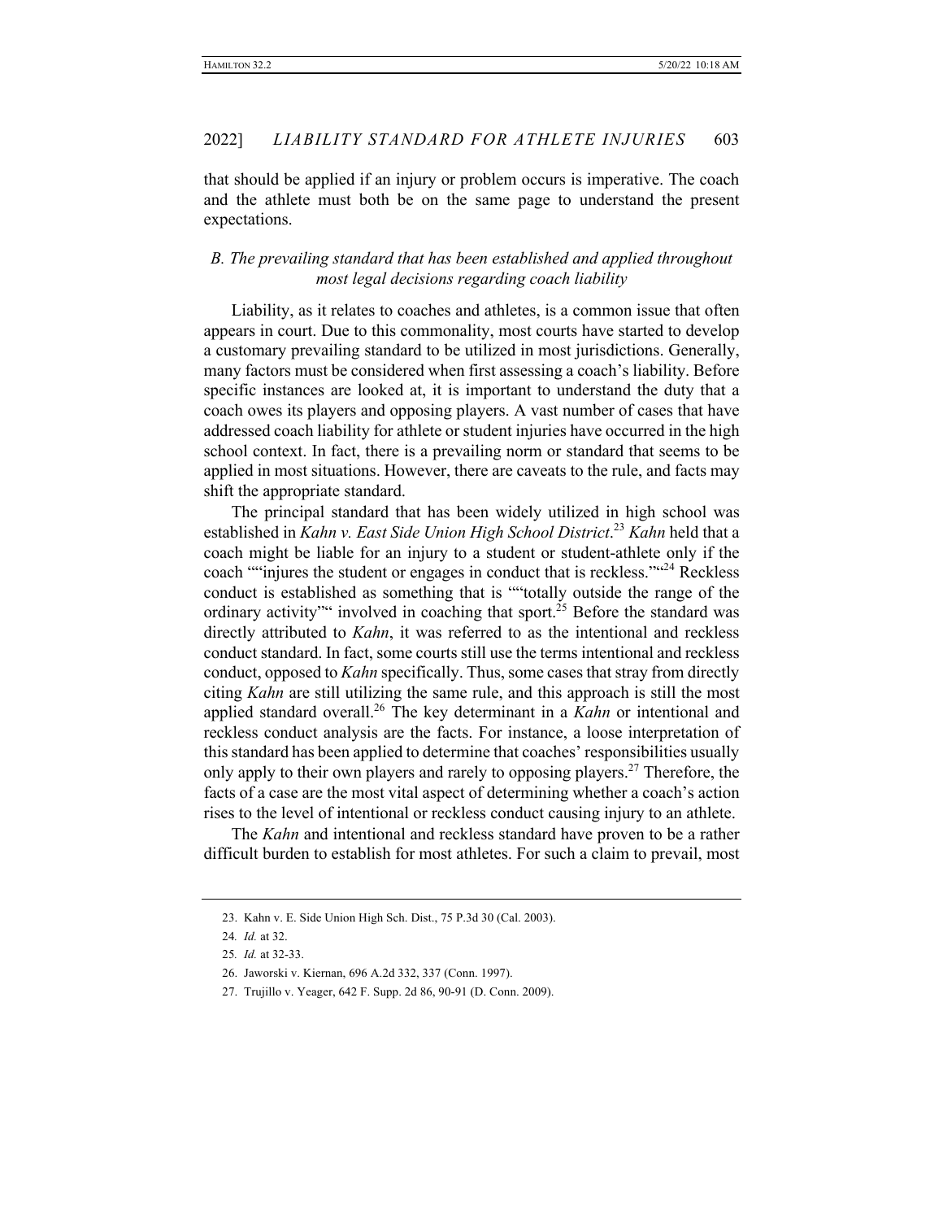that should be applied if an injury or problem occurs is imperative. The coach and the athlete must both be on the same page to understand the present expectations.

### *B. The prevailing standard that has been established and applied throughout most legal decisions regarding coach liability*

Liability, as it relates to coaches and athletes, is a common issue that often appears in court. Due to this commonality, most courts have started to develop a customary prevailing standard to be utilized in most jurisdictions. Generally, many factors must be considered when first assessing a coach's liability. Before specific instances are looked at, it is important to understand the duty that a coach owes its players and opposing players. A vast number of cases that have addressed coach liability for athlete or student injuries have occurred in the high school context. In fact, there is a prevailing norm or standard that seems to be applied in most situations. However, there are caveats to the rule, and facts may shift the appropriate standard.

The principal standard that has been widely utilized in high school was established in *Kahn v. East Side Union High School District*.[23] *Kahn* held that a coach might be liable for an injury to a student or student-athlete only if the coach ""injures the student or engages in conduct that is reckless.""[24] Reckless conduct is established as something that is ""totally outside the range of the ordinary activity"" involved in coaching that sport.[25] Before the standard was directly attributed to *Kahn*, it was referred to as the intentional and reckless conduct standard. In fact, some courts still use the terms intentional and reckless conduct, opposed to *Kahn* specifically. Thus, some cases that stray from directly citing *Kahn* are still utilizing the same rule, and this approach is still the most applied standard overall.[26] The key determinant in a *Kahn* or intentional and reckless conduct analysis are the facts. For instance, a loose interpretation of this standard has been applied to determine that coaches' responsibilities usually only apply to their own players and rarely to opposing players.[27] Therefore, the facts of a case are the most vital aspect of determining whether a coach's action rises to the level of intentional or reckless conduct causing injury to an athlete.

The *Kahn* and intentional and reckless standard have proven to be a rather difficult burden to establish for most athletes. For such a claim to prevail, most

---

23. Kahn v. E. Side Union High Sch. Dist., 75 P.3d 30 (Cal. 2003).

24. *Id.* at 32.

25. *Id.* at 32-33.

26. Jaworski v. Kiernan, 696 A.2d 332, 337 (Conn. 1997).

27. Trujillo v. Yeager, 642 F. Supp. 2d 86, 90-91 (D. Conn. 2009).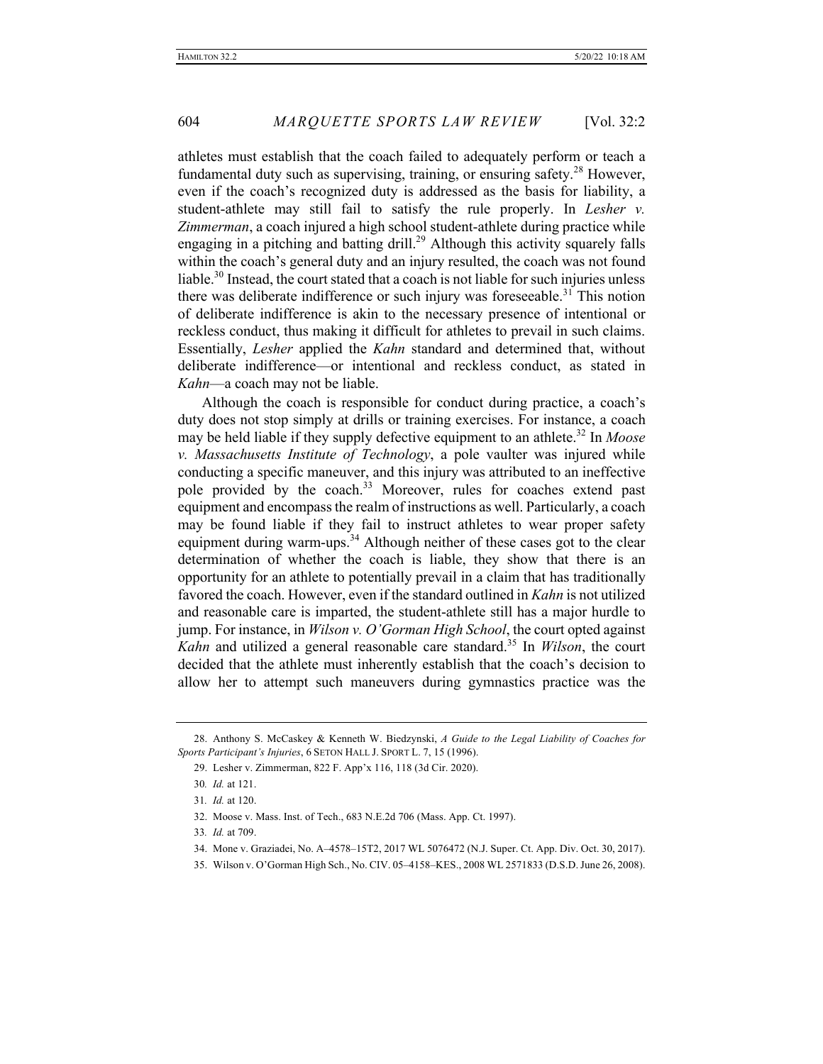athletes must establish that the coach failed to adequately perform or teach a fundamental duty such as supervising, training, or ensuring safety.[28] However, even if the coach's recognized duty is addressed as the basis for liability, a student-athlete may still fail to satisfy the rule properly. In *Lesher v. Zimmerman*, a coach injured a high school student-athlete during practice while engaging in a pitching and batting drill.[29] Although this activity squarely falls within the coach's general duty and an injury resulted, the coach was not found liable.[30] Instead, the court stated that a coach is not liable for such injuries unless there was deliberate indifference or such injury was foreseeable.[31] This notion of deliberate indifference is akin to the necessary presence of intentional or reckless conduct, thus making it difficult for athletes to prevail in such claims. Essentially, *Lesher* applied the *Kahn* standard and determined that, without deliberate indifference—or intentional and reckless conduct, as stated in *Kahn*—a coach may not be liable.

Although the coach is responsible for conduct during practice, a coach's duty does not stop simply at drills or training exercises. For instance, a coach may be held liable if they supply defective equipment to an athlete.[32] In *Moose v. Massachusetts Institute of Technology*, a pole vaulter was injured while conducting a specific maneuver, and this injury was attributed to an ineffective pole provided by the coach.[33] Moreover, rules for coaches extend past equipment and encompass the realm of instructions as well. Particularly, a coach may be found liable if they fail to instruct athletes to wear proper safety equipment during warm-ups.[34] Although neither of these cases got to the clear determination of whether the coach is liable, they show that there is an opportunity for an athlete to potentially prevail in a claim that has traditionally favored the coach. However, even if the standard outlined in *Kahn* is not utilized and reasonable care is imparted, the student-athlete still has a major hurdle to jump. For instance, in *Wilson v. O'Gorman High School*, the court opted against *Kahn* and utilized a general reasonable care standard.[35] In *Wilson*, the court decided that the athlete must inherently establish that the coach's decision to allow her to attempt such maneuvers during gymnastics practice was the

---

28. Anthony S. McCaskey & Kenneth W. Biedzynski, *A Guide to the Legal Liability of Coaches for Sports Participant's Injuries*, 6 SETON HALL J. SPORT L. 7, 15 (1996).

29. Lesher v. Zimmerman, 822 F. App'x 116, 118 (3d Cir. 2020).

30. *Id.* at 121.

31. *Id.* at 120.

32. Moose v. Mass. Inst. of Tech., 683 N.E.2d 706 (Mass. App. Ct. 1997).

33. *Id.* at 709.

34. Mone v. Graziadei, No. A–4578–15T2, 2017 WL 5076472 (N.J. Super. Ct. App. Div. Oct. 30, 2017).

35. Wilson v. O'Gorman High Sch., No. CIV. 05–4158–KES., 2008 WL 2571833 (D.S.D. June 26, 2008).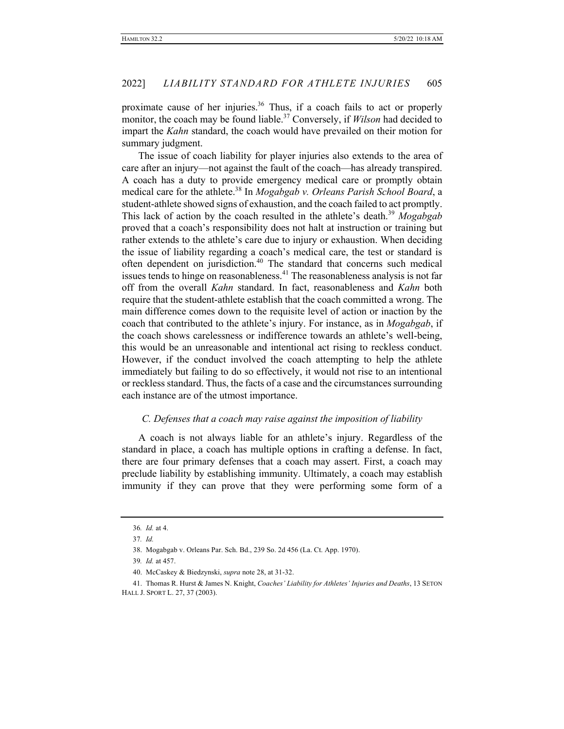proximate cause of her injuries.[36] Thus, if a coach fails to act or properly monitor, the coach may be found liable.[37] Conversely, if *Wilson* had decided to impart the *Kahn* standard, the coach would have prevailed on their motion for summary judgment.

The issue of coach liability for player injuries also extends to the area of care after an injury—not against the fault of the coach—has already transpired. A coach has a duty to provide emergency medical care or promptly obtain medical care for the athlete.[38] In *Mogabgab v. Orleans Parish School Board*, a student-athlete showed signs of exhaustion, and the coach failed to act promptly. This lack of action by the coach resulted in the athlete's death.[39] *Mogabgab* proved that a coach's responsibility does not halt at instruction or training but rather extends to the athlete's care due to injury or exhaustion. When deciding the issue of liability regarding a coach's medical care, the test or standard is often dependent on jurisdiction.[40] The standard that concerns such medical issues tends to hinge on reasonableness.[41] The reasonableness analysis is not far off from the overall *Kahn* standard. In fact, reasonableness and *Kahn* both require that the student-athlete establish that the coach committed a wrong. The main difference comes down to the requisite level of action or inaction by the coach that contributed to the athlete's injury. For instance, as in *Mogabgab*, if the coach shows carelessness or indifference towards an athlete's well-being, this would be an unreasonable and intentional act rising to reckless conduct. However, if the conduct involved the coach attempting to help the athlete immediately but failing to do so effectively, it would not rise to an intentional or reckless standard. Thus, the facts of a case and the circumstances surrounding each instance are of the utmost importance.

### *C. Defenses that a coach may raise against the imposition of liability*

A coach is not always liable for an athlete's injury. Regardless of the standard in place, a coach has multiple options in crafting a defense. In fact, there are four primary defenses that a coach may assert. First, a coach may preclude liability by establishing immunity. Ultimately, a coach may establish immunity if they can prove that they were performing some form of a

---

36. *Id.* at 4.

37. *Id.*

38. Mogabgab v. Orleans Par. Sch. Bd., 239 So. 2d 456 (La. Ct. App. 1970).

39. *Id.* at 457.

40. McCaskey & Biedzynski, *supra* note 28, at 31-32.

41. Thomas R. Hurst & James N. Knight, *Coaches' Liability for Athletes' Injuries and Deaths*, 13 SETON HALL J. SPORT L. 27, 37 (2003).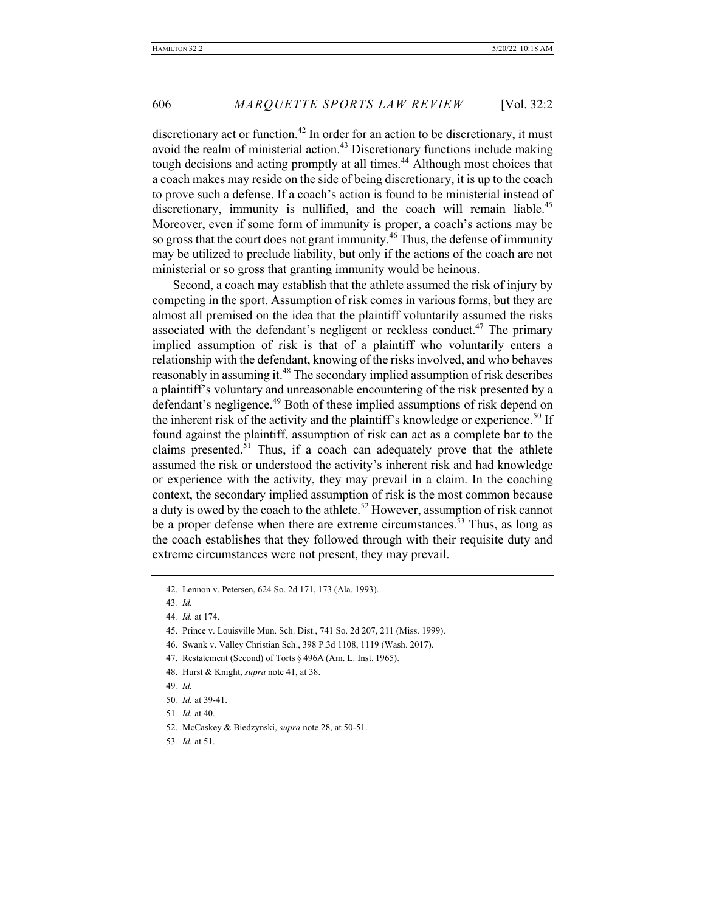discretionary act or function.[42] In order for an action to be discretionary, it must avoid the realm of ministerial action.[43] Discretionary functions include making tough decisions and acting promptly at all times.[44] Although most choices that a coach makes may reside on the side of being discretionary, it is up to the coach to prove such a defense. If a coach's action is found to be ministerial instead of discretionary, immunity is nullified, and the coach will remain liable.[45] Moreover, even if some form of immunity is proper, a coach's actions may be so gross that the court does not grant immunity.[46] Thus, the defense of immunity may be utilized to preclude liability, but only if the actions of the coach are not ministerial or so gross that granting immunity would be heinous.

Second, a coach may establish that the athlete assumed the risk of injury by competing in the sport. Assumption of risk comes in various forms, but they are almost all premised on the idea that the plaintiff voluntarily assumed the risks associated with the defendant's negligent or reckless conduct.[47] The primary implied assumption of risk is that of a plaintiff who voluntarily enters a relationship with the defendant, knowing of the risks involved, and who behaves reasonably in assuming it.[48] The secondary implied assumption of risk describes a plaintiff's voluntary and unreasonable encountering of the risk presented by a defendant's negligence.[49] Both of these implied assumptions of risk depend on the inherent risk of the activity and the plaintiff's knowledge or experience.[50] If found against the plaintiff, assumption of risk can act as a complete bar to the claims presented.[51] Thus, if a coach can adequately prove that the athlete assumed the risk or understood the activity's inherent risk and had knowledge or experience with the activity, they may prevail in a claim. In the coaching context, the secondary implied assumption of risk is the most common because a duty is owed by the coach to the athlete.[52] However, assumption of risk cannot be a proper defense when there are extreme circumstances.[53] Thus, as long as the coach establishes that they followed through with their requisite duty and extreme circumstances were not present, they may prevail.

---

42. Lennon v. Petersen, 624 So. 2d 171, 173 (Ala. 1993).

43. *Id.*

44. *Id.* at 174.

45. Prince v. Louisville Mun. Sch. Dist., 741 So. 2d 207, 211 (Miss. 1999).

46. Swank v. Valley Christian Sch., 398 P.3d 1108, 1119 (Wash. 2017).

47. Restatement (Second) of Torts § 496A (Am. L. Inst. 1965).

48. Hurst & Knight, *supra* note 41, at 38.

49. *Id.*

50. *Id.* at 39-41.

51. *Id.* at 40.

52. McCaskey & Biedzynski, *supra* note 28, at 50-51.

53. *Id.* at 51.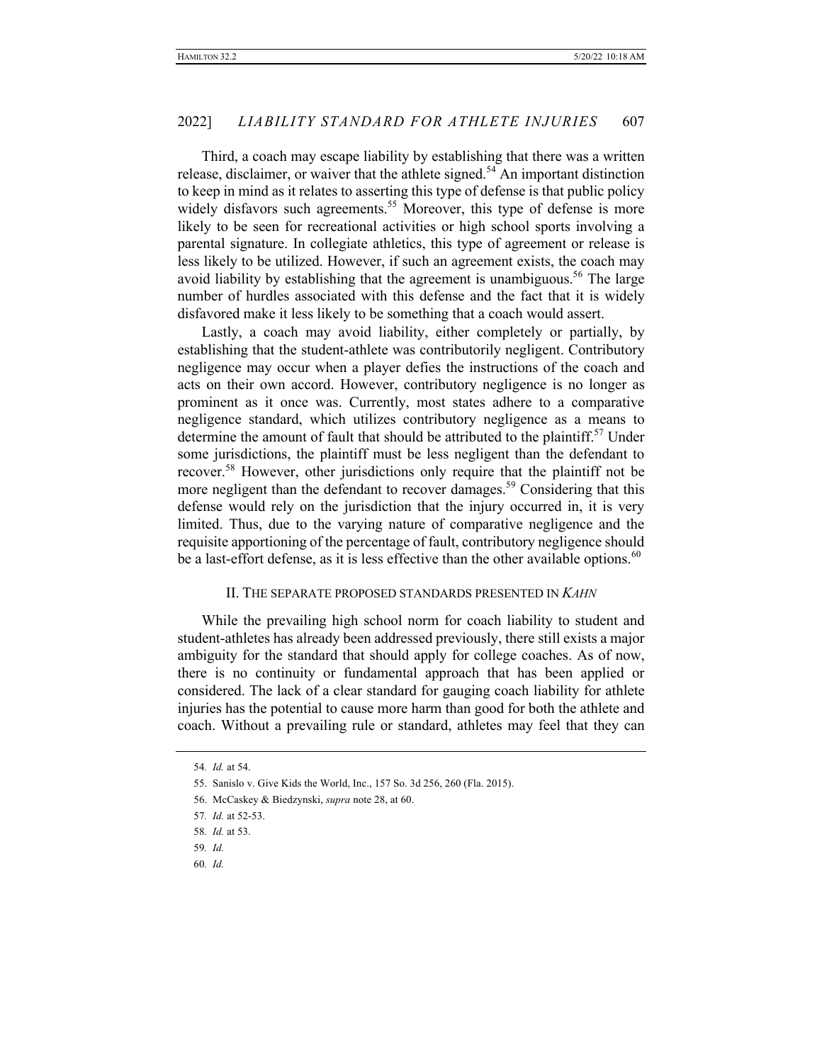Third, a coach may escape liability by establishing that there was a written release, disclaimer, or waiver that the athlete signed.[54] An important distinction to keep in mind as it relates to asserting this type of defense is that public policy widely disfavors such agreements.[55] Moreover, this type of defense is more likely to be seen for recreational activities or high school sports involving a parental signature. In collegiate athletics, this type of agreement or release is less likely to be utilized. However, if such an agreement exists, the coach may avoid liability by establishing that the agreement is unambiguous.[56] The large number of hurdles associated with this defense and the fact that it is widely disfavored make it less likely to be something that a coach would assert.

Lastly, a coach may avoid liability, either completely or partially, by establishing that the student-athlete was contributorily negligent. Contributory negligence may occur when a player defies the instructions of the coach and acts on their own accord. However, contributory negligence is no longer as prominent as it once was. Currently, most states adhere to a comparative negligence standard, which utilizes contributory negligence as a means to determine the amount of fault that should be attributed to the plaintiff.[57] Under some jurisdictions, the plaintiff must be less negligent than the defendant to recover.[58] However, other jurisdictions only require that the plaintiff not be more negligent than the defendant to recover damages.[59] Considering that this defense would rely on the jurisdiction that the injury occurred in, it is very limited. Thus, due to the varying nature of comparative negligence and the requisite apportioning of the percentage of fault, contributory negligence should be a last-effort defense, as it is less effective than the other available options.[60]

## II. THE SEPARATE PROPOSED STANDARDS PRESENTED IN *KAHN*

While the prevailing high school norm for coach liability to student and student-athletes has already been addressed previously, there still exists a major ambiguity for the standard that should apply for college coaches. As of now, there is no continuity or fundamental approach that has been applied or considered. The lack of a clear standard for gauging coach liability for athlete injuries has the potential to cause more harm than good for both the athlete and coach. Without a prevailing rule or standard, athletes may feel that they can

---

54. *Id.* at 54.

55. Sanislo v. Give Kids the World, Inc., 157 So. 3d 256, 260 (Fla. 2015).

56. McCaskey & Biedzynski, *supra* note 28, at 60.

57. *Id.* at 52-53.

58. *Id.* at 53.

59. *Id.*

60. *Id.*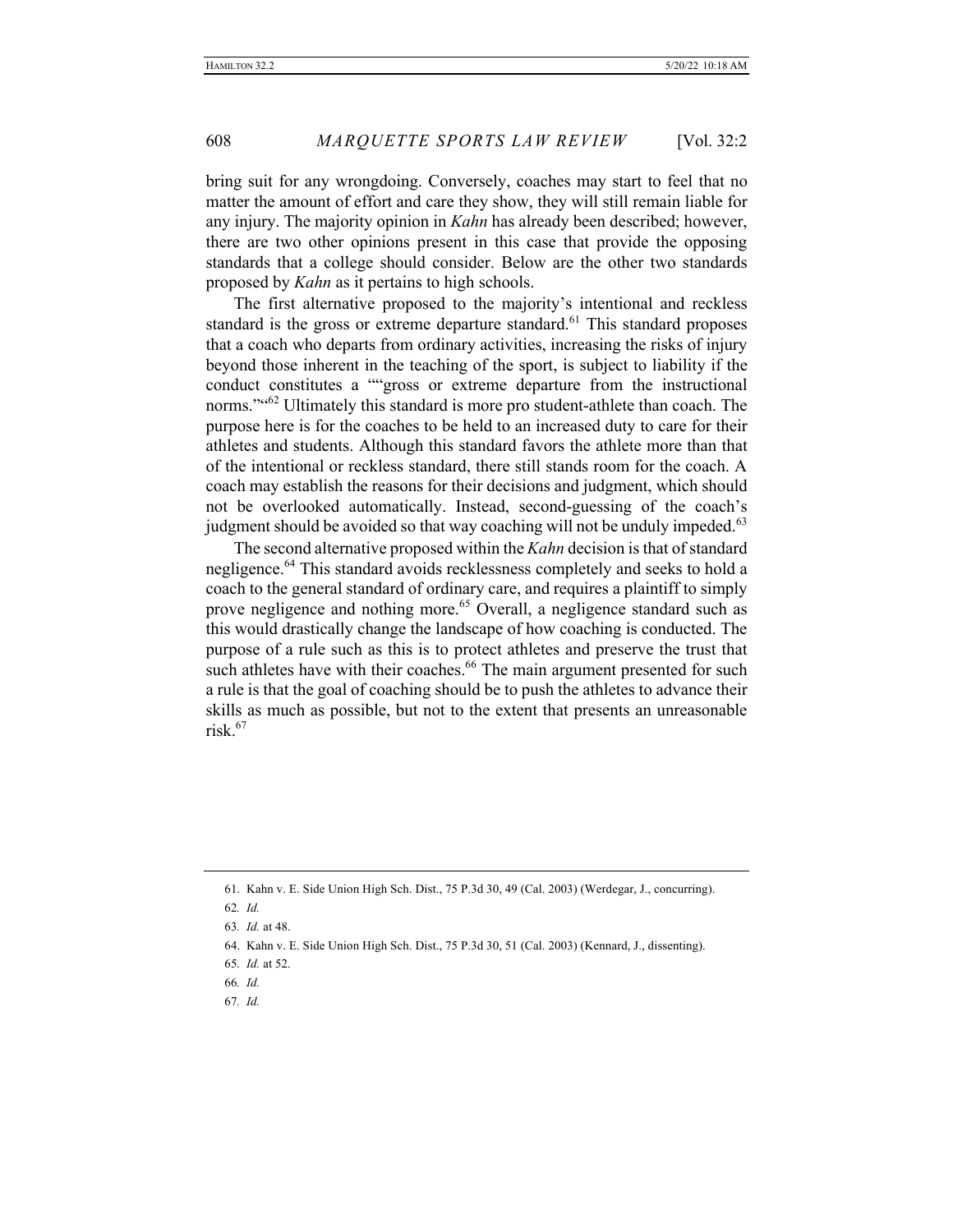bring suit for any wrongdoing. Conversely, coaches may start to feel that no matter the amount of effort and care they show, they will still remain liable for any injury. The majority opinion in *Kahn* has already been described; however, there are two other opinions present in this case that provide the opposing standards that a college should consider. Below are the other two standards proposed by *Kahn* as it pertains to high schools.

The first alternative proposed to the majority's intentional and reckless standard is the gross or extreme departure standard.[61] This standard proposes that a coach who departs from ordinary activities, increasing the risks of injury beyond those inherent in the teaching of the sport, is subject to liability if the conduct constitutes a ""gross or extreme departure from the instructional norms.""[62] Ultimately this standard is more pro student-athlete than coach. The purpose here is for the coaches to be held to an increased duty to care for their athletes and students. Although this standard favors the athlete more than that of the intentional or reckless standard, there still stands room for the coach. A coach may establish the reasons for their decisions and judgment, which should not be overlooked automatically. Instead, second-guessing of the coach's judgment should be avoided so that way coaching will not be unduly impeded.[63]

The second alternative proposed within the *Kahn* decision is that of standard negligence.[64] This standard avoids recklessness completely and seeks to hold a coach to the general standard of ordinary care, and requires a plaintiff to simply prove negligence and nothing more.[65] Overall, a negligence standard such as this would drastically change the landscape of how coaching is conducted. The purpose of a rule such as this is to protect athletes and preserve the trust that such athletes have with their coaches.[66] The main argument presented for such a rule is that the goal of coaching should be to push the athletes to advance their skills as much as possible, but not to the extent that presents an unreasonable risk.[67]

---

61. Kahn v. E. Side Union High Sch. Dist., 75 P.3d 30, 49 (Cal. 2003) (Werdegar, J., concurring).

62. *Id.*

63. *Id.* at 48.

64. Kahn v. E. Side Union High Sch. Dist., 75 P.3d 30, 51 (Cal. 2003) (Kennard, J., dissenting).

65. *Id.* at 52.

66. *Id.*

67. *Id.*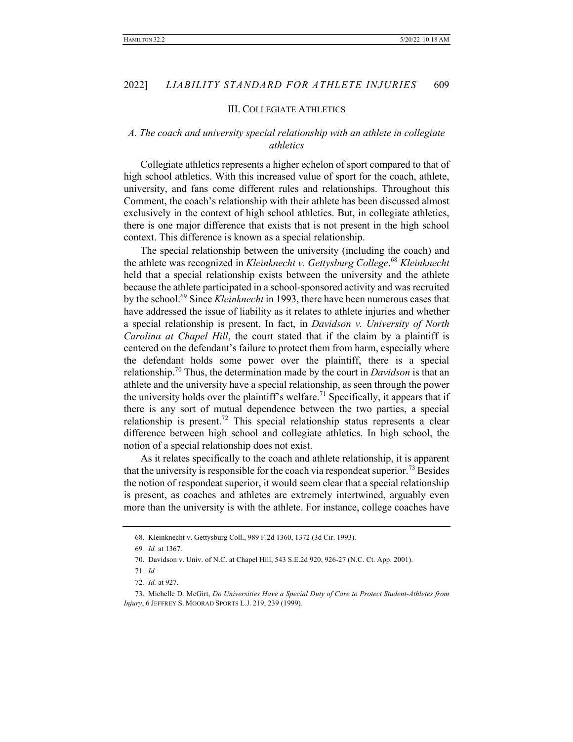## III. COLLEGIATE ATHLETICS

### *A. The coach and university special relationship with an athlete in collegiate athletics*

Collegiate athletics represents a higher echelon of sport compared to that of high school athletics. With this increased value of sport for the coach, athlete, university, and fans come different rules and relationships. Throughout this Comment, the coach's relationship with their athlete has been discussed almost exclusively in the context of high school athletics. But, in collegiate athletics, there is one major difference that exists that is not present in the high school context. This difference is known as a special relationship.

The special relationship between the university (including the coach) and the athlete was recognized in *Kleinknecht v. Gettysburg College*.[68] *Kleinknecht* held that a special relationship exists between the university and the athlete because the athlete participated in a school-sponsored activity and was recruited by the school.[69] Since *Kleinknecht* in 1993, there have been numerous cases that have addressed the issue of liability as it relates to athlete injuries and whether a special relationship is present. In fact, in *Davidson v. University of North Carolina at Chapel Hill*, the court stated that if the claim by a plaintiff is centered on the defendant's failure to protect them from harm, especially where the defendant holds some power over the plaintiff, there is a special relationship.[70] Thus, the determination made by the court in *Davidson* is that an athlete and the university have a special relationship, as seen through the power the university holds over the plaintiff's welfare.[71] Specifically, it appears that if there is any sort of mutual dependence between the two parties, a special relationship is present.[72] This special relationship status represents a clear difference between high school and collegiate athletics. In high school, the notion of a special relationship does not exist.

As it relates specifically to the coach and athlete relationship, it is apparent that the university is responsible for the coach via respondeat superior.[73] Besides the notion of respondeat superior, it would seem clear that a special relationship is present, as coaches and athletes are extremely intertwined, arguably even more than the university is with the athlete. For instance, college coaches have

---

68. Kleinknecht v. Gettysburg Coll., 989 F.2d 1360, 1372 (3d Cir. 1993).

69. *Id.* at 1367.

70. Davidson v. Univ. of N.C. at Chapel Hill, 543 S.E.2d 920, 926-27 (N.C. Ct. App. 2001).

71. *Id.*

72. *Id.* at 927.

73. Michelle D. McGirt, *Do Universities Have a Special Duty of Care to Protect Student-Athletes from Injury*, 6 JEFFREY S. MOORAD SPORTS L.J. 219, 239 (1999).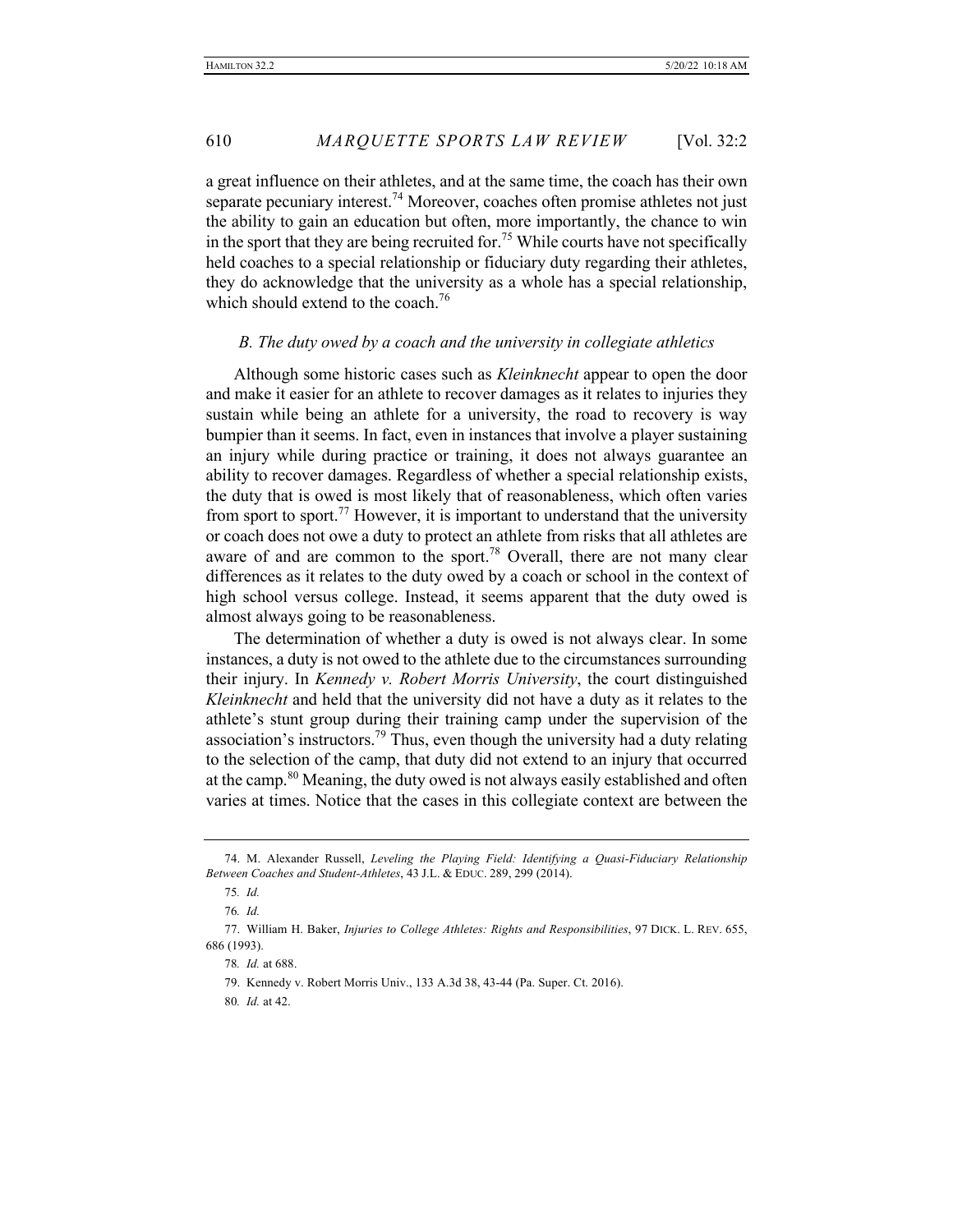a great influence on their athletes, and at the same time, the coach has their own separate pecuniary interest.[74] Moreover, coaches often promise athletes not just the ability to gain an education but often, more importantly, the chance to win in the sport that they are being recruited for.[75] While courts have not specifically held coaches to a special relationship or fiduciary duty regarding their athletes, they do acknowledge that the university as a whole has a special relationship, which should extend to the coach.[76]

### *B. The duty owed by a coach and the university in collegiate athletics*

Although some historic cases such as *Kleinknecht* appear to open the door and make it easier for an athlete to recover damages as it relates to injuries they sustain while being an athlete for a university, the road to recovery is way bumpier than it seems. In fact, even in instances that involve a player sustaining an injury while during practice or training, it does not always guarantee an ability to recover damages. Regardless of whether a special relationship exists, the duty that is owed is most likely that of reasonableness, which often varies from sport to sport.[77] However, it is important to understand that the university or coach does not owe a duty to protect an athlete from risks that all athletes are aware of and are common to the sport.[78] Overall, there are not many clear differences as it relates to the duty owed by a coach or school in the context of high school versus college. Instead, it seems apparent that the duty owed is almost always going to be reasonableness.

The determination of whether a duty is owed is not always clear. In some instances, a duty is not owed to the athlete due to the circumstances surrounding their injury. In *Kennedy v. Robert Morris University*, the court distinguished *Kleinknecht* and held that the university did not have a duty as it relates to the athlete's stunt group during their training camp under the supervision of the association's instructors.[79] Thus, even though the university had a duty relating to the selection of the camp, that duty did not extend to an injury that occurred at the camp.[80] Meaning, the duty owed is not always easily established and often varies at times. Notice that the cases in this collegiate context are between the

---

74. M. Alexander Russell, *Leveling the Playing Field: Identifying a Quasi-Fiduciary Relationship Between Coaches and Student-Athletes*, 43 J.L. & EDUC. 289, 299 (2014).

75. *Id.*

76. *Id.*

77. William H. Baker, *Injuries to College Athletes: Rights and Responsibilities*, 97 DICK. L. REV. 655, 686 (1993).

78. *Id.* at 688.

79. Kennedy v. Robert Morris Univ., 133 A.3d 38, 43-44 (Pa. Super. Ct. 2016).

80. *Id.* at 42.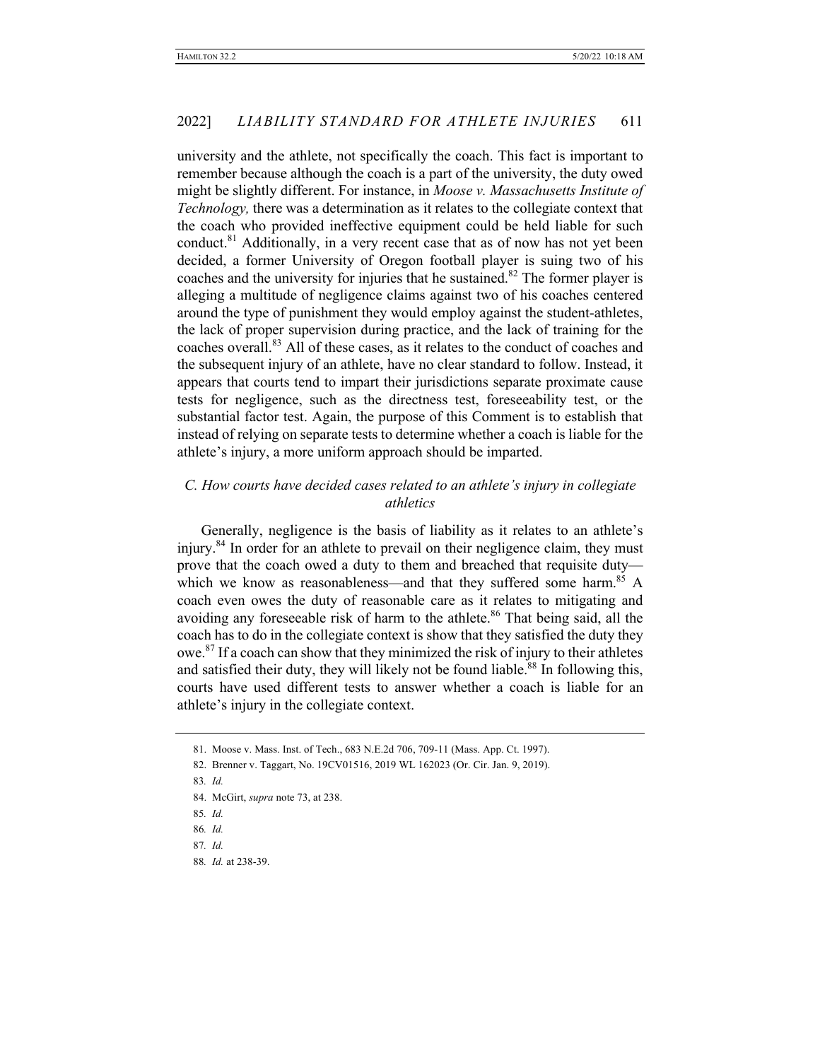university and the athlete, not specifically the coach. This fact is important to remember because although the coach is a part of the university, the duty owed might be slightly different. For instance, in *Moose v. Massachusetts Institute of Technology,* there was a determination as it relates to the collegiate context that the coach who provided ineffective equipment could be held liable for such conduct.[81] Additionally, in a very recent case that as of now has not yet been decided, a former University of Oregon football player is suing two of his coaches and the university for injuries that he sustained.[82] The former player is alleging a multitude of negligence claims against two of his coaches centered around the type of punishment they would employ against the student-athletes, the lack of proper supervision during practice, and the lack of training for the coaches overall.[83] All of these cases, as it relates to the conduct of coaches and the subsequent injury of an athlete, have no clear standard to follow. Instead, it appears that courts tend to impart their jurisdictions separate proximate cause tests for negligence, such as the directness test, foreseeability test, or the substantial factor test. Again, the purpose of this Comment is to establish that instead of relying on separate tests to determine whether a coach is liable for the athlete's injury, a more uniform approach should be imparted.

### *C. How courts have decided cases related to an athlete's injury in collegiate athletics*

Generally, negligence is the basis of liability as it relates to an athlete's injury.[84] In order for an athlete to prevail on their negligence claim, they must prove that the coach owed a duty to them and breached that requisite duty—which we know as reasonableness—and that they suffered some harm.[85] A coach even owes the duty of reasonable care as it relates to mitigating and avoiding any foreseeable risk of harm to the athlete.[86] That being said, all the coach has to do in the collegiate context is show that they satisfied the duty they owe.[87] If a coach can show that they minimized the risk of injury to their athletes and satisfied their duty, they will likely not be found liable.[88] In following this, courts have used different tests to answer whether a coach is liable for an athlete's injury in the collegiate context.

---

81. Moose v. Mass. Inst. of Tech., 683 N.E.2d 706, 709-11 (Mass. App. Ct. 1997).

82. Brenner v. Taggart, No. 19CV01516, 2019 WL 162023 (Or. Cir. Jan. 9, 2019).

83. *Id.*

84. McGirt, *supra* note 73, at 238.

85. *Id.*

86. *Id.*

87. *Id.*

88. *Id.* at 238-39.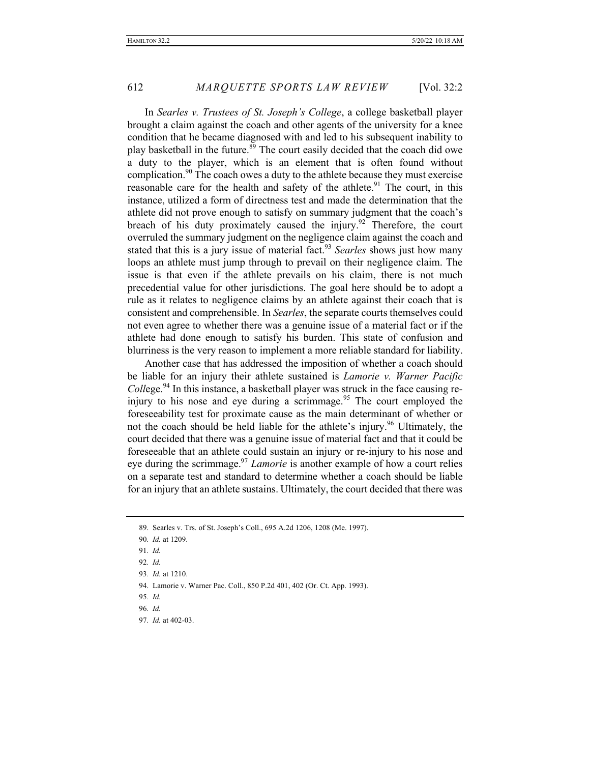In *Searles v. Trustees of St. Joseph's College*, a college basketball player brought a claim against the coach and other agents of the university for a knee condition that he became diagnosed with and led to his subsequent inability to play basketball in the future.[89] The court easily decided that the coach did owe a duty to the player, which is an element that is often found without complication.[90] The coach owes a duty to the athlete because they must exercise reasonable care for the health and safety of the athlete.[91] The court, in this instance, utilized a form of directness test and made the determination that the athlete did not prove enough to satisfy on summary judgment that the coach's breach of his duty proximately caused the injury.[92] Therefore, the court overruled the summary judgment on the negligence claim against the coach and stated that this is a jury issue of material fact.[93] *Searles* shows just how many loops an athlete must jump through to prevail on their negligence claim. The issue is that even if the athlete prevails on his claim, there is not much precedential value for other jurisdictions. The goal here should be to adopt a rule as it relates to negligence claims by an athlete against their coach that is consistent and comprehensible. In *Searles*, the separate courts themselves could not even agree to whether there was a genuine issue of a material fact or if the athlete had done enough to satisfy his burden. This state of confusion and blurriness is the very reason to implement a more reliable standard for liability.

Another case that has addressed the imposition of whether a coach should be liable for an injury their athlete sustained is *Lamorie v. Warner Pacific College*.[94] In this instance, a basketball player was struck in the face causing re-injury to his nose and eye during a scrimmage.[95] The court employed the foreseeability test for proximate cause as the main determinant of whether or not the coach should be held liable for the athlete's injury.[96] Ultimately, the court decided that there was a genuine issue of material fact and that it could be foreseeable that an athlete could sustain an injury or re-injury to his nose and eye during the scrimmage.[97] *Lamorie* is another example of how a court relies on a separate test and standard to determine whether a coach should be liable for an injury that an athlete sustains. Ultimately, the court decided that there was

89. Searles v. Trs. of St. Joseph's Coll., 695 A.2d 1206, 1208 (Me. 1997).

90. *Id.* at 1209.

91. *Id.*

92. *Id.*

93. *Id.* at 1210.

94. Lamorie v. Warner Pac. Coll., 850 P.2d 401, 402 (Or. Ct. App. 1993).

95. *Id.*

96. *Id.*

97. *Id.* at 402-03.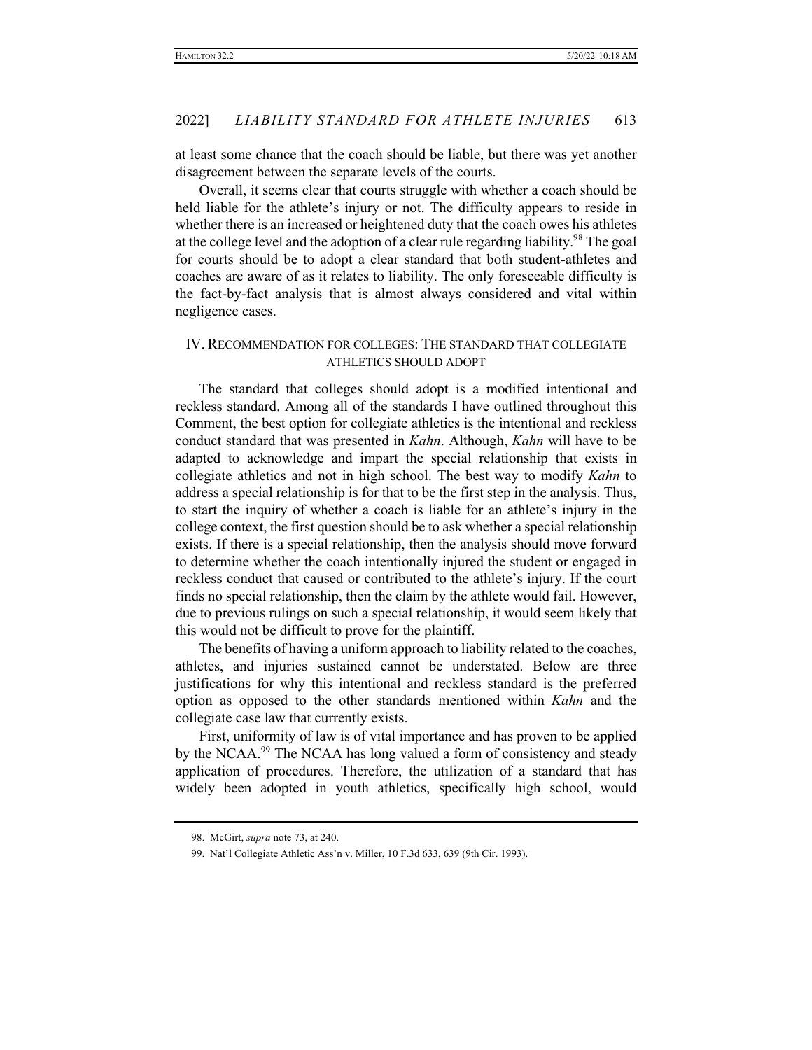at least some chance that the coach should be liable, but there was yet another disagreement between the separate levels of the courts.

Overall, it seems clear that courts struggle with whether a coach should be held liable for the athlete's injury or not. The difficulty appears to reside in whether there is an increased or heightened duty that the coach owes his athletes at the college level and the adoption of a clear rule regarding liability.[98] The goal for courts should be to adopt a clear standard that both student-athletes and coaches are aware of as it relates to liability. The only foreseeable difficulty is the fact-by-fact analysis that is almost always considered and vital within negligence cases.

## IV. RECOMMENDATION FOR COLLEGES: THE STANDARD THAT COLLEGIATE ATHLETICS SHOULD ADOPT

The standard that colleges should adopt is a modified intentional and reckless standard. Among all of the standards I have outlined throughout this Comment, the best option for collegiate athletics is the intentional and reckless conduct standard that was presented in *Kahn*. Although, *Kahn* will have to be adapted to acknowledge and impart the special relationship that exists in collegiate athletics and not in high school. The best way to modify *Kahn* to address a special relationship is for that to be the first step in the analysis. Thus, to start the inquiry of whether a coach is liable for an athlete's injury in the college context, the first question should be to ask whether a special relationship exists. If there is a special relationship, then the analysis should move forward to determine whether the coach intentionally injured the student or engaged in reckless conduct that caused or contributed to the athlete's injury. If the court finds no special relationship, then the claim by the athlete would fail. However, due to previous rulings on such a special relationship, it would seem likely that this would not be difficult to prove for the plaintiff.

The benefits of having a uniform approach to liability related to the coaches, athletes, and injuries sustained cannot be understated. Below are three justifications for why this intentional and reckless standard is the preferred option as opposed to the other standards mentioned within *Kahn* and the collegiate case law that currently exists.

First, uniformity of law is of vital importance and has proven to be applied by the NCAA.[99] The NCAA has long valued a form of consistency and steady application of procedures. Therefore, the utilization of a standard that has widely been adopted in youth athletics, specifically high school, would

---

98. McGirt, *supra* note 73, at 240.

99. Nat'l Collegiate Athletic Ass'n v. Miller, 10 F.3d 633, 639 (9th Cir. 1993).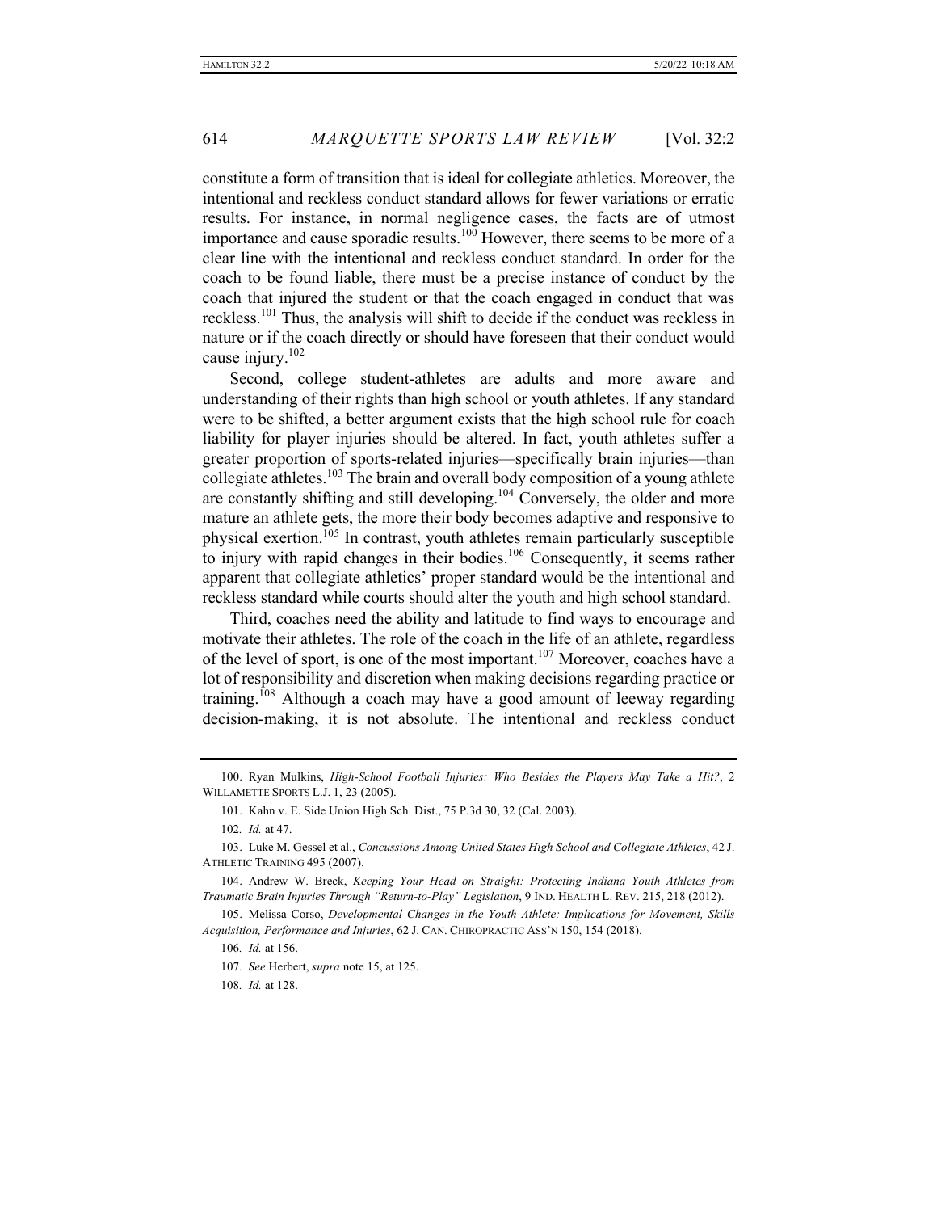constitute a form of transition that is ideal for collegiate athletics. Moreover, the intentional and reckless conduct standard allows for fewer variations or erratic results. For instance, in normal negligence cases, the facts are of utmost importance and cause sporadic results.[100] However, there seems to be more of a clear line with the intentional and reckless conduct standard. In order for the coach to be found liable, there must be a precise instance of conduct by the coach that injured the student or that the coach engaged in conduct that was reckless.[101] Thus, the analysis will shift to decide if the conduct was reckless in nature or if the coach directly or should have foreseen that their conduct would cause injury.[102]

Second, college student-athletes are adults and more aware and understanding of their rights than high school or youth athletes. If any standard were to be shifted, a better argument exists that the high school rule for coach liability for player injuries should be altered. In fact, youth athletes suffer a greater proportion of sports-related injuries—specifically brain injuries—than collegiate athletes.[103] The brain and overall body composition of a young athlete are constantly shifting and still developing.[104] Conversely, the older and more mature an athlete gets, the more their body becomes adaptive and responsive to physical exertion.[105] In contrast, youth athletes remain particularly susceptible to injury with rapid changes in their bodies.[106] Consequently, it seems rather apparent that collegiate athletics' proper standard would be the intentional and reckless standard while courts should alter the youth and high school standard.

Third, coaches need the ability and latitude to find ways to encourage and motivate their athletes. The role of the coach in the life of an athlete, regardless of the level of sport, is one of the most important.[107] Moreover, coaches have a lot of responsibility and discretion when making decisions regarding practice or training.[108] Although a coach may have a good amount of leeway regarding decision-making, it is not absolute. The intentional and reckless conduct

---

100. Ryan Mulkins, *High-School Football Injuries: Who Besides the Players May Take a Hit?*, 2 WILLAMETTE SPORTS L.J. 1, 23 (2005).

101. Kahn v. E. Side Union High Sch. Dist., 75 P.3d 30, 32 (Cal. 2003).

102. *Id.* at 47.

103. Luke M. Gessel et al., *Concussions Among United States High School and Collegiate Athletes*, 42 J. ATHLETIC TRAINING 495 (2007).

104. Andrew W. Breck, *Keeping Your Head on Straight: Protecting Indiana Youth Athletes from Traumatic Brain Injuries Through "Return-to-Play" Legislation*, 9 IND. HEALTH L. REV. 215, 218 (2012).

105. Melissa Corso, *Developmental Changes in the Youth Athlete: Implications for Movement, Skills Acquisition, Performance and Injuries*, 62 J. CAN. CHIROPRACTIC ASS'N 150, 154 (2018).

106. *Id.* at 156.

107. *See* Herbert, *supra* note 15, at 125.

108. *Id.* at 128.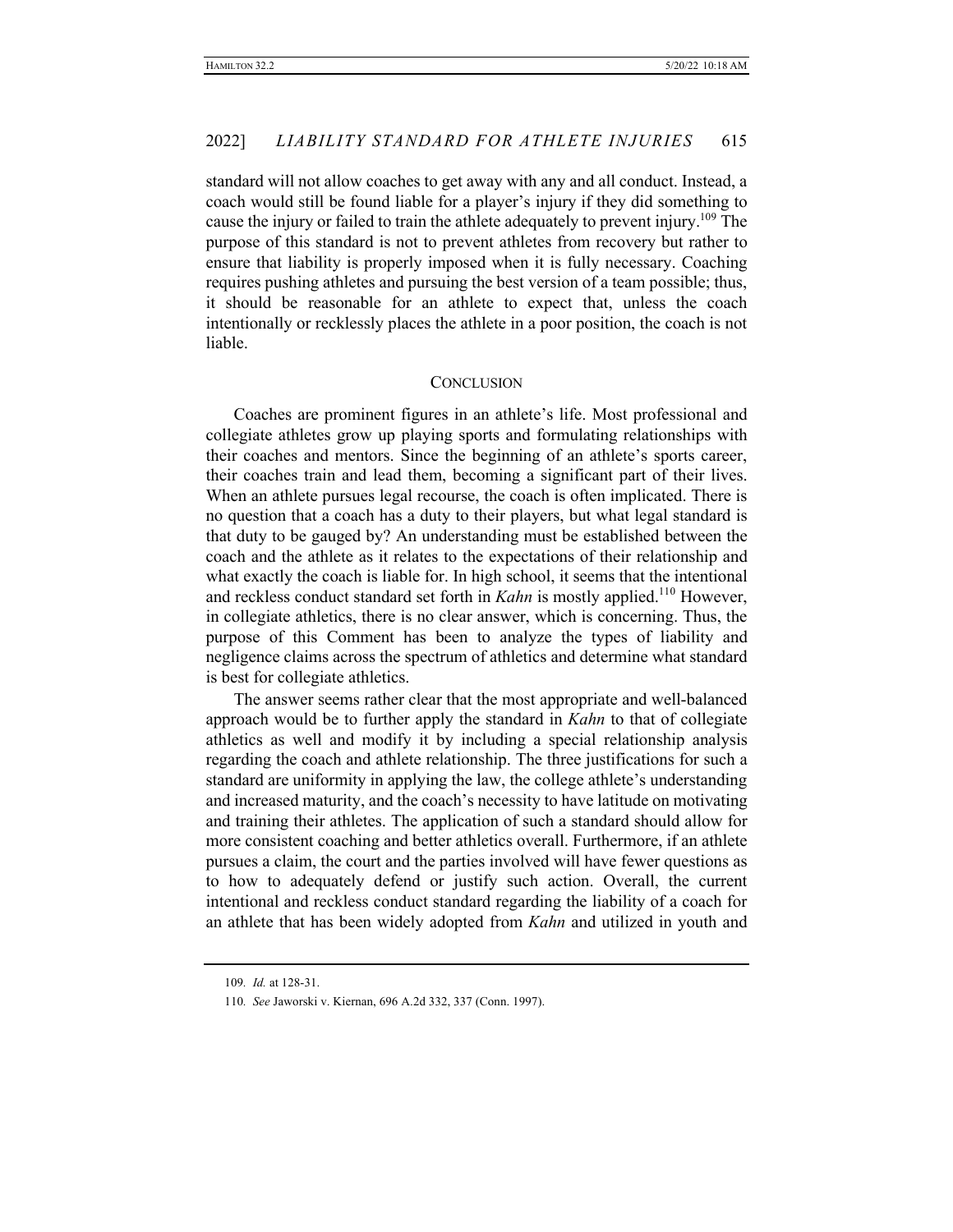standard will not allow coaches to get away with any and all conduct. Instead, a coach would still be found liable for a player's injury if they did something to cause the injury or failed to train the athlete adequately to prevent injury.[109] The purpose of this standard is not to prevent athletes from recovery but rather to ensure that liability is properly imposed when it is fully necessary. Coaching requires pushing athletes and pursuing the best version of a team possible; thus, it should be reasonable for an athlete to expect that, unless the coach intentionally or recklessly places the athlete in a poor position, the coach is not liable.

## CONCLUSION

Coaches are prominent figures in an athlete's life. Most professional and collegiate athletes grow up playing sports and formulating relationships with their coaches and mentors. Since the beginning of an athlete's sports career, their coaches train and lead them, becoming a significant part of their lives. When an athlete pursues legal recourse, the coach is often implicated. There is no question that a coach has a duty to their players, but what legal standard is that duty to be gauged by? An understanding must be established between the coach and the athlete as it relates to the expectations of their relationship and what exactly the coach is liable for. In high school, it seems that the intentional and reckless conduct standard set forth in *Kahn* is mostly applied.[110] However, in collegiate athletics, there is no clear answer, which is concerning. Thus, the purpose of this Comment has been to analyze the types of liability and negligence claims across the spectrum of athletics and determine what standard is best for collegiate athletics.

The answer seems rather clear that the most appropriate and well-balanced approach would be to further apply the standard in *Kahn* to that of collegiate athletics as well and modify it by including a special relationship analysis regarding the coach and athlete relationship. The three justifications for such a standard are uniformity in applying the law, the college athlete's understanding and increased maturity, and the coach's necessity to have latitude on motivating and training their athletes. The application of such a standard should allow for more consistent coaching and better athletics overall. Furthermore, if an athlete pursues a claim, the court and the parties involved will have fewer questions as to how to adequately defend or justify such action. Overall, the current intentional and reckless conduct standard regarding the liability of a coach for an athlete that has been widely adopted from *Kahn* and utilized in youth and

---

109. *Id.* at 128-31.

110. *See* Jaworski v. Kiernan, 696 A.2d 332, 337 (Conn. 1997).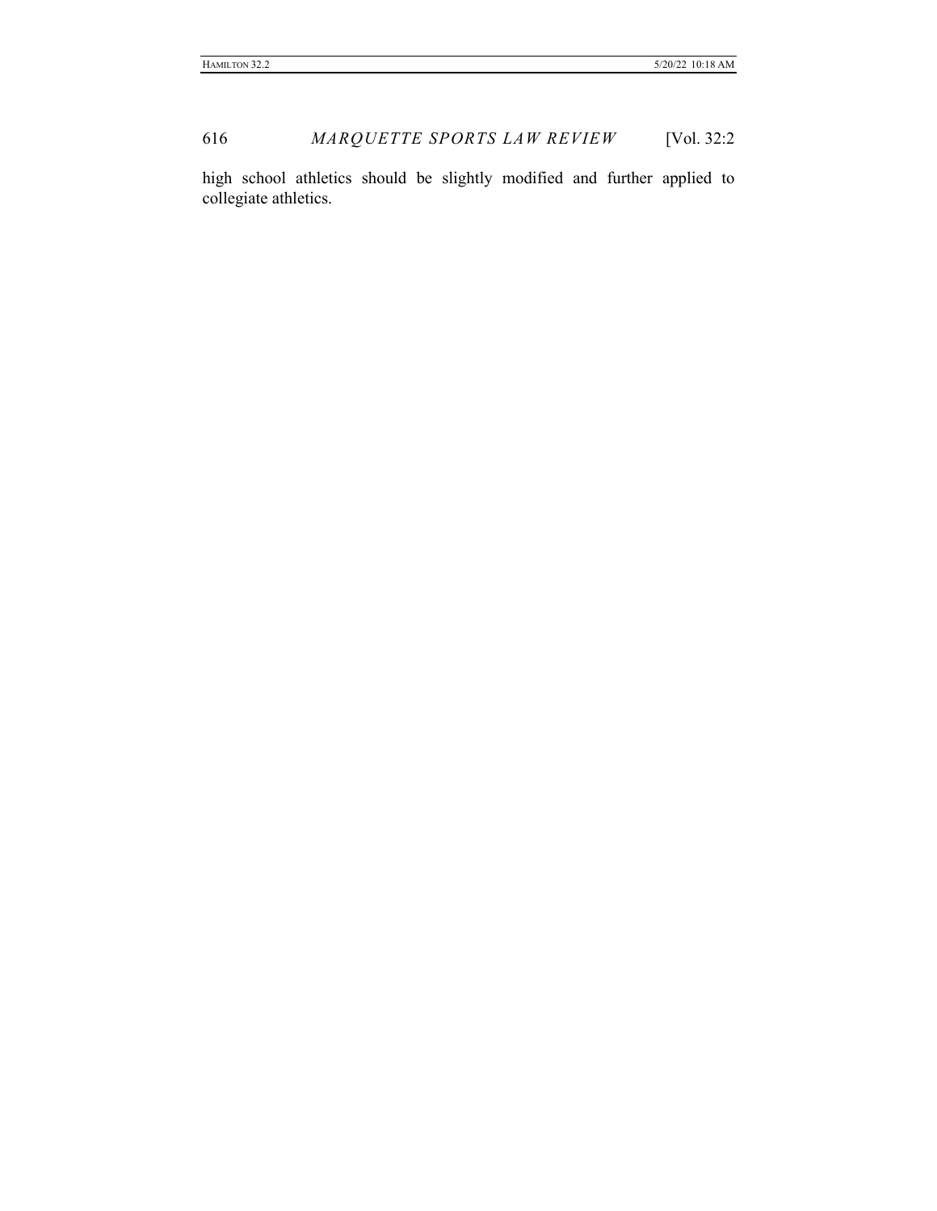high school athletics should be slightly modified and further applied to collegiate athletics.